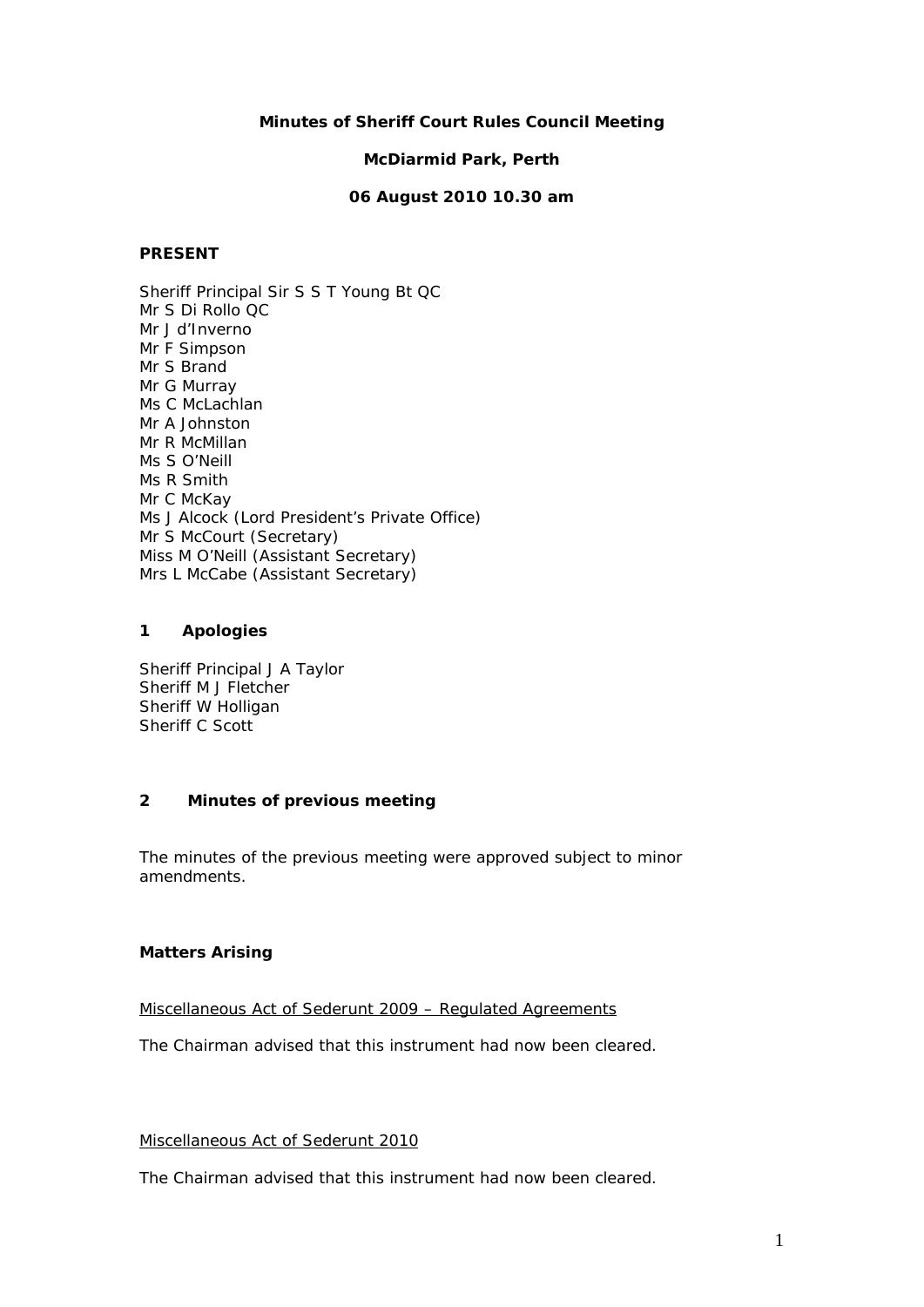# Minutes of Sheriff Court Rules Council Meeting

**McDiarmid Park, Perth**

**06 August 2010 10.30 am**

## PRESENT

Sheriff Principal Sir S S T Young Bt QC
Mr S Di Rollo QC
Mr J d'Inverno
Mr F Simpson
Mr S Brand
Mr G Murray
Ms C McLachlan
Mr A Johnston
Mr R McMillan
Ms S O'Neill
Ms R Smith
Mr C McKay
Ms J Alcock (Lord President's Private Office)
Mr S McCourt (Secretary)
Miss M O'Neill (Assistant Secretary)
Mrs L McCabe (Assistant Secretary)

## 1 Apologies

Sheriff Principal J A Taylor
Sheriff M J Fletcher
Sheriff W Holligan
Sheriff C Scott

## 2 Minutes of previous meeting

The minutes of the previous meeting were approved subject to minor amendments.

### Matters Arising

<u>Miscellaneous Act of Sederunt 2009 – Regulated Agreements</u>

The Chairman advised that this instrument had now been cleared.

<u>Miscellaneous Act of Sederunt 2010</u>

The Chairman advised that this instrument had now been cleared.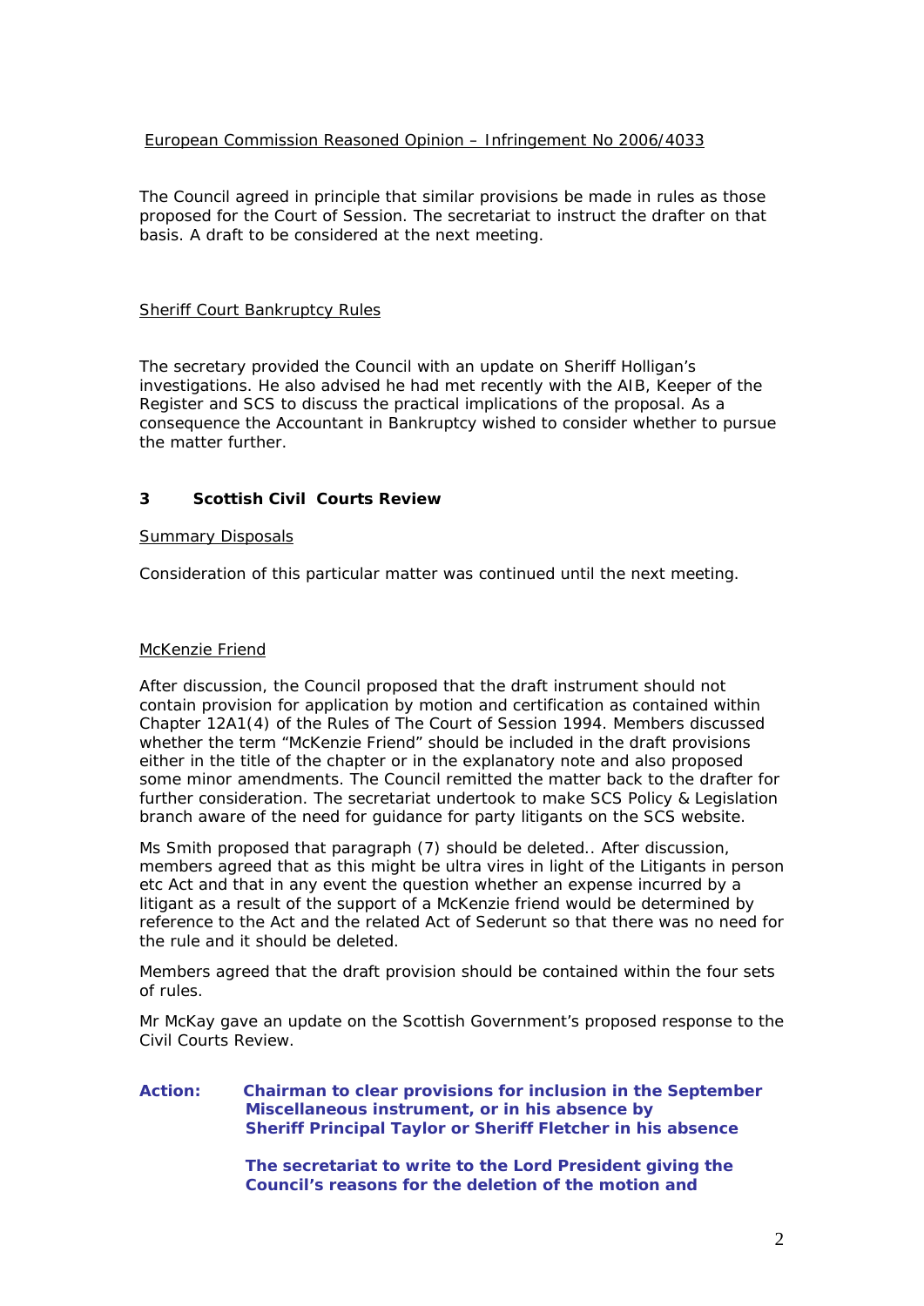European Commission Reasoned Opinion – Infringement No 2006/4033

The Council agreed in principle that similar provisions be made in rules as those proposed for the Court of Session. The secretariat to instruct the drafter on that basis. A draft to be considered at the next meeting.

Sheriff Court Bankruptcy Rules

The secretary provided the Council with an update on Sheriff Holligan's investigations. He also advised he had met recently with the AIB, Keeper of the Register and SCS to discuss the practical implications of the proposal. As a consequence the Accountant in Bankruptcy wished to consider whether to pursue the matter further.

### 3 Scottish Civil Courts Review

Summary Disposals

Consideration of this particular matter was continued until the next meeting.

McKenzie Friend

After discussion, the Council proposed that the draft instrument should not contain provision for application by motion and certification as contained within Chapter 12A1(4) of the Rules of The Court of Session 1994. Members discussed whether the term "McKenzie Friend" should be included in the draft provisions either in the title of the chapter or in the explanatory note and also proposed some minor amendments. The Council remitted the matter back to the drafter for further consideration. The secretariat undertook to make SCS Policy & Legislation branch aware of the need for guidance for party litigants on the SCS website.

Ms Smith proposed that paragraph (7) should be deleted.. After discussion, members agreed that as this might be ultra vires in light of the Litigants in person etc Act and that in any event the question whether an expense incurred by a litigant as a result of the support of a McKenzie friend would be determined by reference to the Act and the related Act of Sederunt so that there was no need for the rule and it should be deleted.

Members agreed that the draft provision should be contained within the four sets of rules.

Mr McKay gave an update on the Scottish Government's proposed response to the Civil Courts Review.

**Action: Chairman to clear provisions for inclusion in the September Miscellaneous instrument, or in his absence by Sheriff Principal Taylor or Sheriff Fletcher in his absence**

**The secretariat to write to the Lord President giving the Council's reasons for the deletion of the motion and**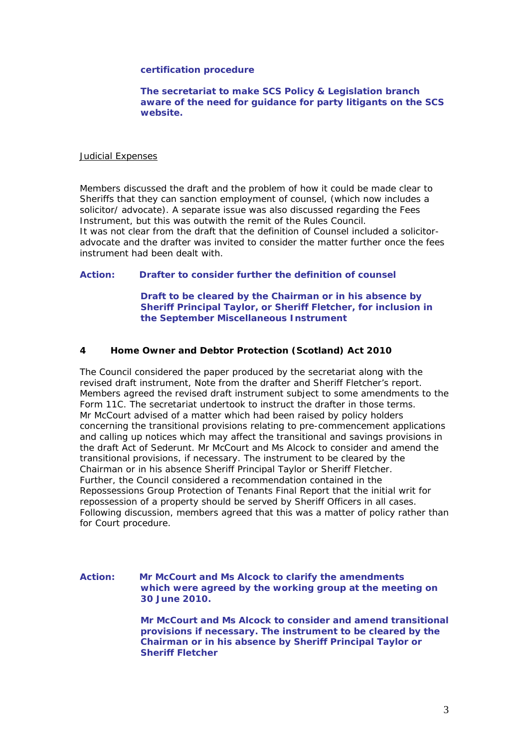**certification procedure**

**The secretariat to make SCS Policy & Legislation branch aware of the need for guidance for party litigants on the SCS website.**

Judicial Expenses

Members discussed the draft and the problem of how it could be made clear to Sheriffs that they can sanction employment of counsel, (which now includes a solicitor/ advocate). A separate issue was also discussed regarding the Fees Instrument, but this was outwith the remit of the Rules Council.
It was not clear from the draft that the definition of Counsel included a solicitor-advocate and the drafter was invited to consider the matter further once the fees instrument had been dealt with.

**Action: Drafter to consider further the definition of counsel**

**Draft to be cleared by the Chairman or in his absence by Sheriff Principal Taylor, or Sheriff Fletcher, for inclusion in the September Miscellaneous Instrument**

**4 Home Owner and Debtor Protection (Scotland) Act 2010**

The Council considered the paper produced by the secretariat along with the revised draft instrument, Note from the drafter and Sheriff Fletcher's report. Members agreed the revised draft instrument subject to some amendments to the Form 11C. The secretariat undertook to instruct the drafter in those terms.
Mr McCourt advised of a matter which had been raised by policy holders concerning the transitional provisions relating to pre-commencement applications and calling up notices which may affect the transitional and savings provisions in the draft Act of Sederunt. Mr McCourt and Ms Alcock to consider and amend the transitional provisions, if necessary. The instrument to be cleared by the Chairman or in his absence Sheriff Principal Taylor or Sheriff Fletcher.
Further, the Council considered a recommendation contained in the Repossessions Group Protection of Tenants Final Report that the initial writ for repossession of a property should be served by Sheriff Officers in all cases. Following discussion, members agreed that this was a matter of policy rather than for Court procedure.

**Action: Mr McCourt and Ms Alcock to clarify the amendments which were agreed by the working group at the meeting on 30 June 2010.**

**Mr McCourt and Ms Alcock to consider and amend transitional provisions if necessary. The instrument to be cleared by the Chairman or in his absence by Sheriff Principal Taylor or Sheriff Fletcher**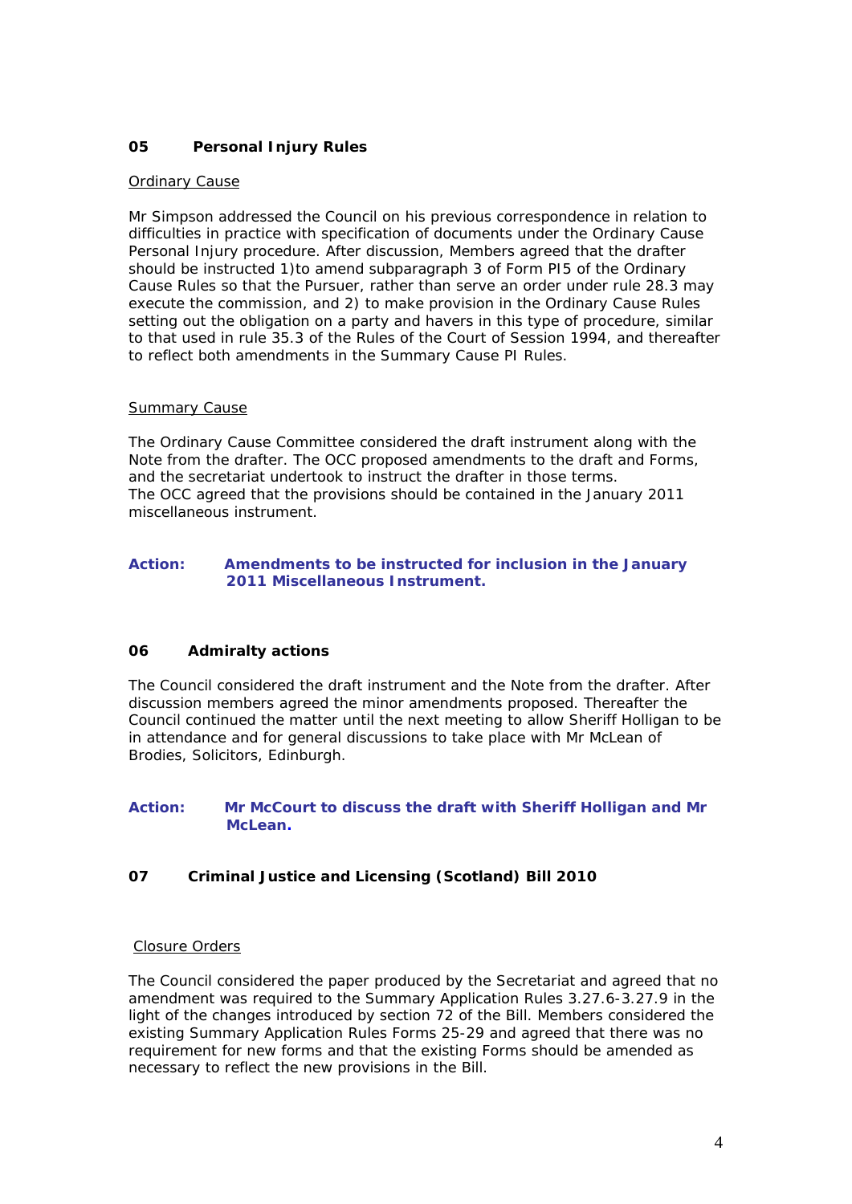**05 Personal Injury Rules**

Ordinary Cause

Mr Simpson addressed the Council on his previous correspondence in relation to difficulties in practice with specification of documents under the Ordinary Cause Personal Injury procedure. After discussion, Members agreed that the drafter should be instructed 1)to amend subparagraph 3 of Form PI5 of the Ordinary Cause Rules so that the Pursuer, rather than serve an order under rule 28.3 may execute the commission, and 2) to make provision in the Ordinary Cause Rules setting out the obligation on a party and havers in this type of procedure, similar to that used in rule 35.3 of the Rules of the Court of Session 1994, and thereafter to reflect both amendments in the Summary Cause PI Rules.

Summary Cause

The Ordinary Cause Committee considered the draft instrument along with the Note from the drafter. The OCC proposed amendments to the draft and Forms, and the secretariat undertook to instruct the drafter in those terms.
The OCC agreed that the provisions should be contained in the January 2011 miscellaneous instrument.

**Action: Amendments to be instructed for inclusion in the January 2011 Miscellaneous Instrument.**

**06 Admiralty actions**

The Council considered the draft instrument and the Note from the drafter. After discussion members agreed the minor amendments proposed. Thereafter the Council continued the matter until the next meeting to allow Sheriff Holligan to be in attendance and for general discussions to take place with Mr McLean of Brodies, Solicitors, Edinburgh.

**Action: Mr McCourt to discuss the draft with Sheriff Holligan and Mr McLean.**

**07 Criminal Justice and Licensing (Scotland) Bill 2010**

Closure Orders

The Council considered the paper produced by the Secretariat and agreed that no amendment was required to the Summary Application Rules 3.27.6-3.27.9 in the light of the changes introduced by section 72 of the Bill. Members considered the existing Summary Application Rules Forms 25-29 and agreed that there was no requirement for new forms and that the existing Forms should be amended as necessary to reflect the new provisions in the Bill.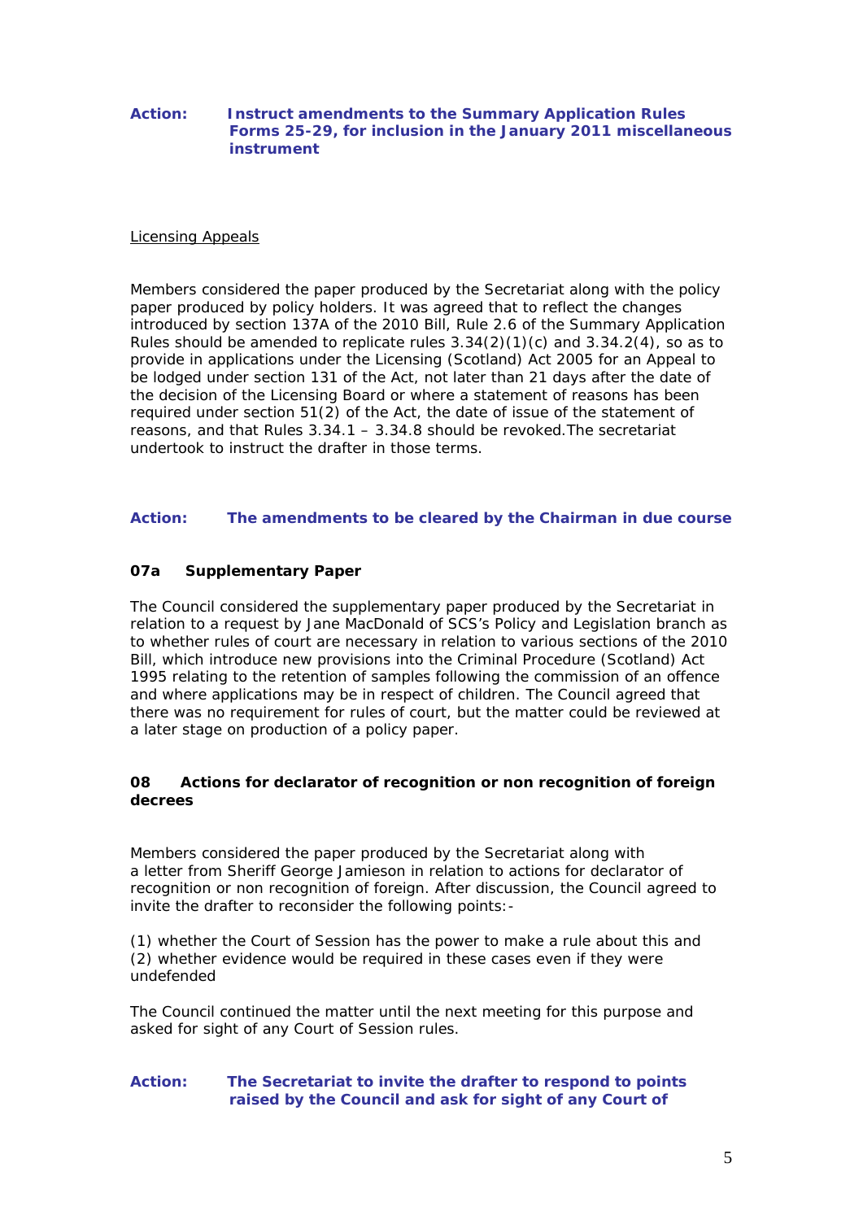**Action: Instruct amendments to the Summary Application Rules Forms 25-29, for inclusion in the January 2011 miscellaneous instrument**

Licensing Appeals

Members considered the paper produced by the Secretariat along with the policy paper produced by policy holders. It was agreed that to reflect the changes introduced by section 137A of the 2010 Bill, Rule 2.6 of the Summary Application Rules should be amended to replicate rules 3.34(2)(1)(c) and 3.34.2(4), so as to provide in applications under the Licensing (Scotland) Act 2005 for an Appeal to be lodged under section 131 of the Act, not later than 21 days after the date of the decision of the Licensing Board or where a statement of reasons has been required under section 51(2) of the Act, the date of issue of the statement of reasons, and that Rules 3.34.1 – 3.34.8 should be revoked.The secretariat undertook to instruct the drafter in those terms.

**Action: The amendments to be cleared by the Chairman in due course**

### 07a Supplementary Paper

The Council considered the supplementary paper produced by the Secretariat in relation to a request by Jane MacDonald of SCS's Policy and Legislation branch as to whether rules of court are necessary in relation to actions for various sections of the 2010 Bill, which introduce new provisions into the Criminal Procedure (Scotland) Act 1995 relating to the retention of samples following the commission of an offence and where applications may be in respect of children. The Council agreed that there was no requirement for rules of court, but the matter could be reviewed at a later stage on production of a policy paper.

### 08 Actions for declarator of recognition or non recognition of foreign decrees

Members considered the paper produced by the Secretariat along with a letter from Sheriff George Jamieson in relation to actions for declarator of recognition or non recognition of foreign. After discussion, the Council agreed to invite the drafter to reconsider the following points:-

(1) whether the Court of Session has the power to make a rule about this and
(2) whether evidence would be required in these cases even if they were undefended

The Council continued the matter until the next meeting for this purpose and asked for sight of any Court of Session rules.

**Action: The Secretariat to invite the drafter to respond to points raised by the Council and ask for sight of any Court of**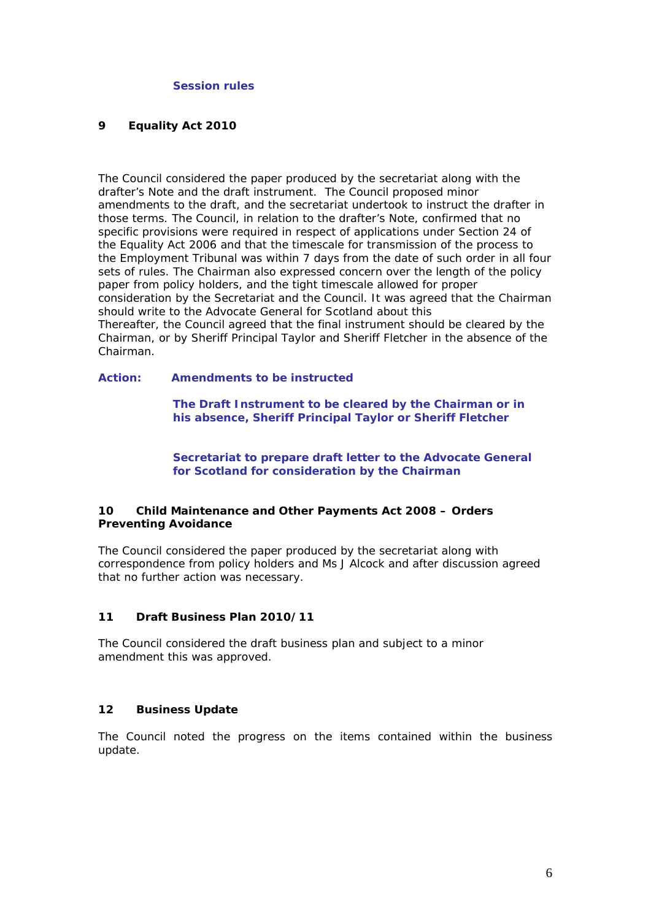**Session rules**

**9 Equality Act 2010**

The Council considered the paper produced by the secretariat along with the drafter's Note and the draft instrument. The Council proposed minor amendments to the draft, and the secretariat undertook to instruct the drafter in those terms. The Council, in relation to the drafter's Note, confirmed that no specific provisions were required in respect of applications under Section 24 of the Equality Act 2006 and that the timescale for transmission of the process to the Employment Tribunal was within 7 days from the date of such order in all four sets of rules. The Chairman also expressed concern over the length of the policy paper from policy holders, and the tight timescale allowed for proper consideration by the Secretariat and the Council. It was agreed that the Chairman should write to the Advocate General for Scotland about this
Thereafter, the Council agreed that the final instrument should be cleared by the Chairman, or by Sheriff Principal Taylor and Sheriff Fletcher in the absence of the Chairman.

**Action: Amendments to be instructed**

**The Draft Instrument to be cleared by the Chairman or in his absence, Sheriff Principal Taylor or Sheriff Fletcher**

**Secretariat to prepare draft letter to the Advocate General for Scotland for consideration by the Chairman**

**10 Child Maintenance and Other Payments Act 2008 – Orders Preventing Avoidance**

The Council considered the paper produced by the secretariat along with correspondence from policy holders and Ms J Alcock and after discussion agreed that no further action was necessary.

**11 Draft Business Plan 2010/11**

The Council considered the draft business plan and subject to a minor amendment this was approved.

**12 Business Update**

The Council noted the progress on the items contained within the business update.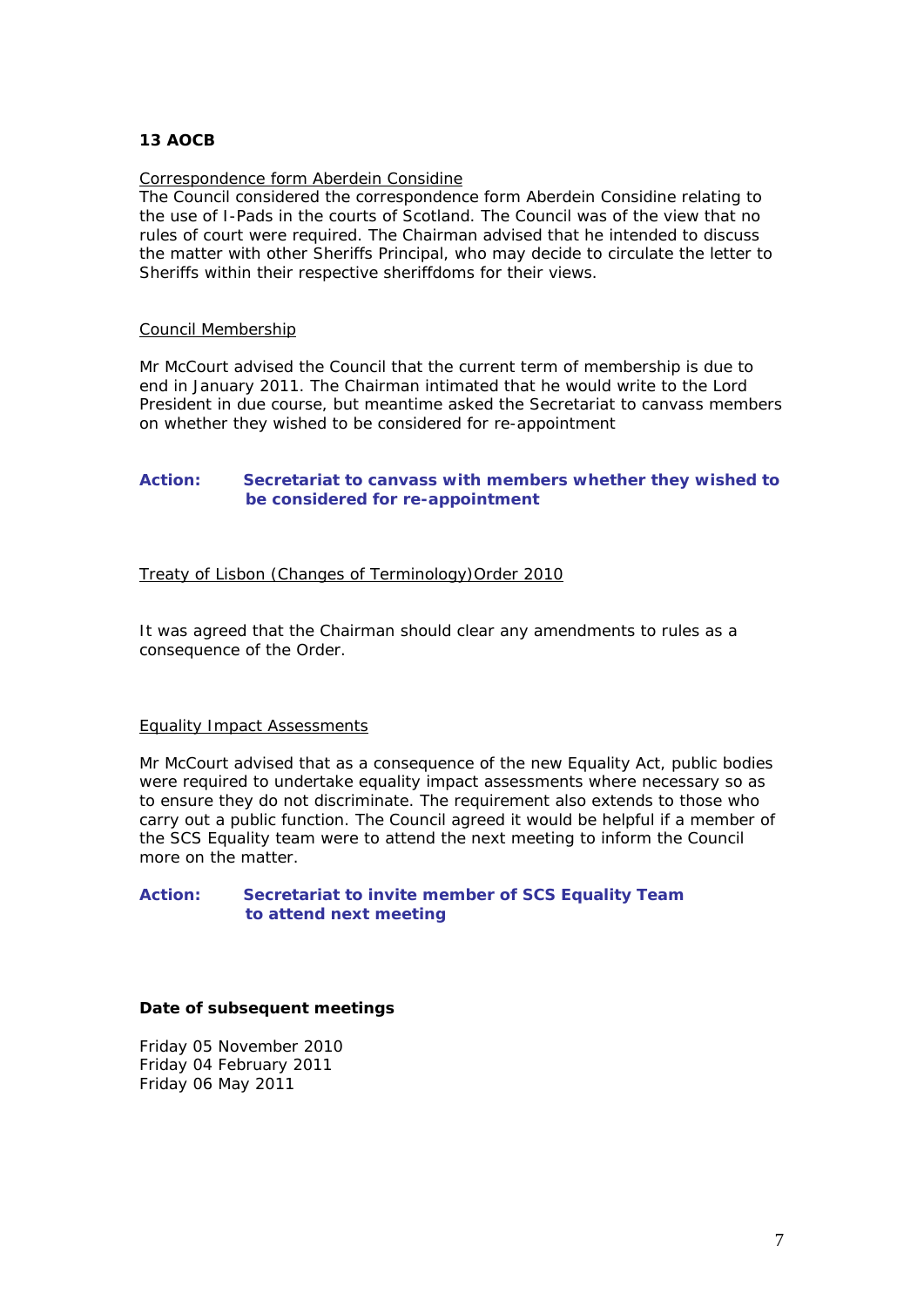## 13 AOCB

Correspondence form Aberdein Considine

The Council considered the correspondence form Aberdein Considine relating to the use of I-Pads in the courts of Scotland. The Council was of the view that no rules of court were required. The Chairman advised that he intended to discuss the matter with other Sheriffs Principal, who may decide to circulate the letter to Sheriffs within their respective sheriffdoms for their views.

Council Membership

Mr McCourt advised the Council that the current term of membership is due to end in January 2011. The Chairman intimated that he would write to the Lord President in due course, but meantime asked the Secretariat to canvass members on whether they wished to be considered for re-appointment

**Action: Secretariat to canvass with members whether they wished to be considered for re-appointment**

Treaty of Lisbon (Changes of Terminology)Order 2010

It was agreed that the Chairman should clear any amendments to rules as a consequence of the Order.

Equality Impact Assessments

Mr McCourt advised that as a consequence of the new Equality Act, public bodies were required to undertake equality impact assessments where necessary so as to ensure they do not discriminate. The requirement also extends to those who carry out a public function. The Council agreed it would be helpful if a member of the SCS Equality team were to attend the next meeting to inform the Council more on the matter.

**Action: Secretariat to invite member of SCS Equality Team to attend next meeting**

**Date of subsequent meetings**

Friday 05 November 2010
Friday 04 February 2011
Friday 06 May 2011